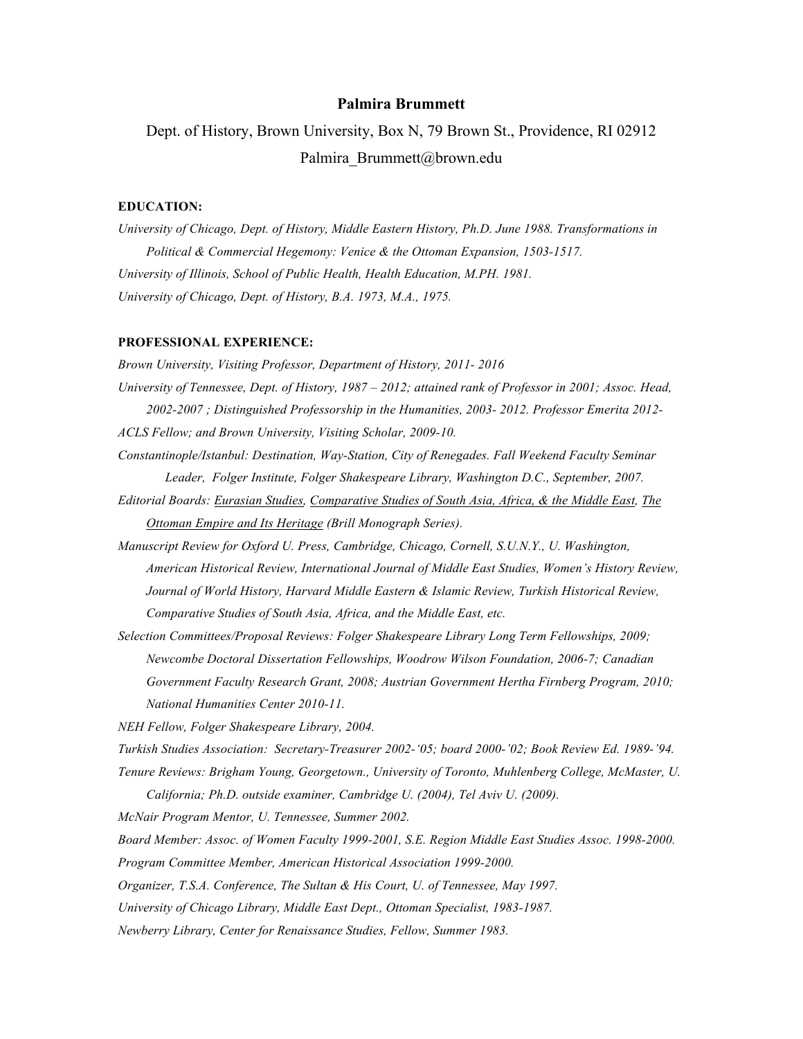# Palmira Brummett

Dept. of History, Brown University, Box N, 79 Brown St., Providence, RI 02912

Palmira_Brummett@brown.edu

## EDUCATION:

*University of Chicago, Dept. of History, Middle Eastern History, Ph.D. June 1988. Transformations in Political & Commercial Hegemony: Venice & the Ottoman Expansion, 1503-1517.*

*University of Illinois, School of Public Health, Health Education, M.PH. 1981.*

*University of Chicago, Dept. of History, B.A. 1973, M.A., 1975.*

## PROFESSIONAL EXPERIENCE:

*Brown University, Visiting Professor, Department of History, 2011- 2016*

*University of Tennessee, Dept. of History, 1987 – 2012; attained rank of Professor in 2001; Assoc. Head, 2002-2007 ; Distinguished Professorship in the Humanities, 2003- 2012. Professor Emerita 2012-*

*ACLS Fellow; and Brown University, Visiting Scholar, 2009-10.*

*Constantinople/Istanbul: Destination, Way-Station, City of Renegades. Fall Weekend Faculty Seminar Leader, Folger Institute, Folger Shakespeare Library, Washington D.C., September, 2007.*

*Editorial Boards: Eurasian Studies, Comparative Studies of South Asia, Africa, & the Middle East, The Ottoman Empire and Its Heritage (Brill Monograph Series).*

*Manuscript Review for Oxford U. Press, Cambridge, Chicago, Cornell, S.U.N.Y., U. Washington, American Historical Review, International Journal of Middle East Studies, Women's History Review, Journal of World History, Harvard Middle Eastern & Islamic Review, Turkish Historical Review, Comparative Studies of South Asia, Africa, and the Middle East, etc.*

*Selection Committees/Proposal Reviews: Folger Shakespeare Library Long Term Fellowships, 2009; Newcombe Doctoral Dissertation Fellowships, Woodrow Wilson Foundation, 2006-7; Canadian Government Faculty Research Grant, 2008; Austrian Government Hertha Firnberg Program, 2010; National Humanities Center 2010-11.*

*NEH Fellow, Folger Shakespeare Library, 2004.*

*Turkish Studies Association: Secretary-Treasurer 2002-'05; board 2000-'02; Book Review Ed. 1989-'94.*

*Tenure Reviews: Brigham Young, Georgetown., University of Toronto, Muhlenberg College, McMaster, U. California; Ph.D. outside examiner, Cambridge U. (2004), Tel Aviv U. (2009).*

*McNair Program Mentor, U. Tennessee, Summer 2002.*

*Board Member: Assoc. of Women Faculty 1999-2001, S.E. Region Middle East Studies Assoc. 1998-2000.*

*Program Committee Member, American Historical Association 1999-2000.*

*Organizer, T.S.A. Conference, The Sultan & His Court, U. of Tennessee, May 1997.*

*University of Chicago Library, Middle East Dept., Ottoman Specialist, 1983-1987.*

*Newberry Library, Center for Renaissance Studies, Fellow, Summer 1983.*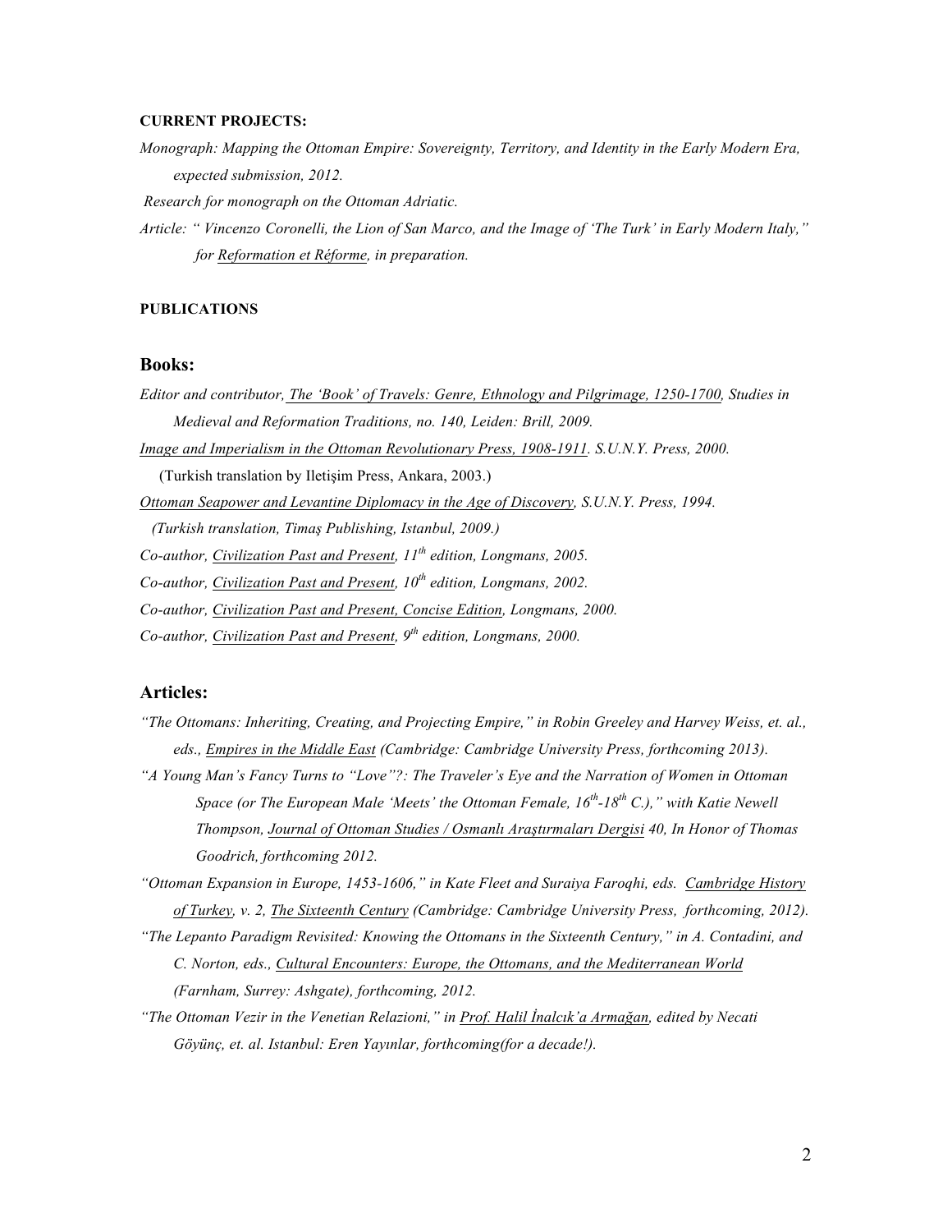**CURRENT PROJECTS:**

*Monograph: Mapping the Ottoman Empire: Sovereignty, Territory, and Identity in the Early Modern Era, expected submission, 2012.*

*Research for monograph on the Ottoman Adriatic.*

*Article: " Vincenzo Coronelli, the Lion of San Marco, and the Image of 'The Turk' in Early Modern Italy," for Reformation et Réforme, in preparation.*

**PUBLICATIONS**

## Books:

*Editor and contributor, The 'Book' of Travels: Genre, Ethnology and Pilgrimage, 1250-1700, Studies in Medieval and Reformation Traditions, no. 140, Leiden: Brill, 2009.*

*Image and Imperialism in the Ottoman Revolutionary Press, 1908-1911. S.U.N.Y. Press, 2000.*
(Turkish translation by Iletişim Press, Ankara, 2003.)

*Ottoman Seapower and Levantine Diplomacy in the Age of Discovery, S.U.N.Y. Press, 1994.*
*(Turkish translation, Timaş Publishing, Istanbul, 2009.)*

*Co-author, Civilization Past and Present, 11th edition, Longmans, 2005.*

*Co-author, Civilization Past and Present, 10th edition, Longmans, 2002.*

*Co-author, Civilization Past and Present, Concise Edition, Longmans, 2000.*

*Co-author, Civilization Past and Present, 9th edition, Longmans, 2000.*

## Articles:

*"The Ottomans: Inheriting, Creating, and Projecting Empire," in Robin Greeley and Harvey Weiss, et. al., eds., Empires in the Middle East (Cambridge: Cambridge University Press, forthcoming 2013).*

*"A Young Man's Fancy Turns to "Love"?: The Traveler's Eye and the Narration of Women in Ottoman Space (or The European Male 'Meets' the Ottoman Female, 16th-18th C.)," with Katie Newell Thompson, Journal of Ottoman Studies / Osmanlı Araştırmaları Dergisi 40, In Honor of Thomas Goodrich, forthcoming 2012.*

*"Ottoman Expansion in Europe, 1453-1606," in Kate Fleet and Suraiya Faroqhi, eds. Cambridge History of Turkey, v. 2, The Sixteenth Century (Cambridge: Cambridge University Press, forthcoming, 2012).*

*"The Lepanto Paradigm Revisited: Knowing the Ottomans in the Sixteenth Century," in A. Contadini, and C. Norton, eds., Cultural Encounters: Europe, the Ottomans, and the Mediterranean World (Farnham, Surrey: Ashgate), forthcoming, 2012.*

*"The Ottoman Vezir in the Venetian Relazioni," in Prof. Halil İnalcık'a Armağan, edited by Necati Göyünç, et. al. Istanbul: Eren Yayınlar, forthcoming(for a decade!).*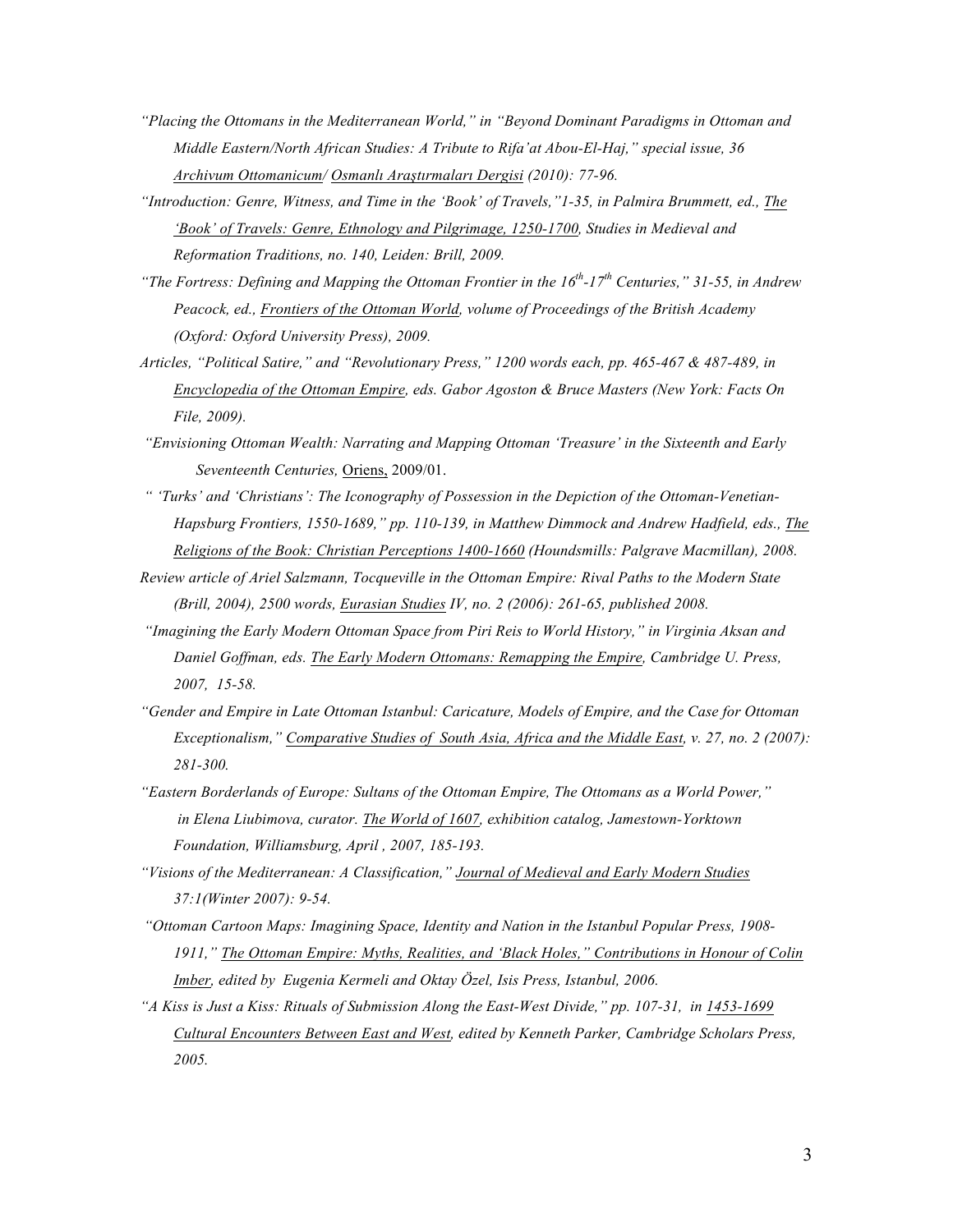*"Placing the Ottomans in the Mediterranean World," in "Beyond Dominant Paradigms in Ottoman and Middle Eastern/North African Studies: A Tribute to Rifa'at Abou-El-Haj," special issue, 36 Archivum Ottomanicum/ Osmanlı Araştırmaları Dergisi (2010): 77-96.*

*"Introduction: Genre, Witness, and Time in the 'Book' of Travels,"1-35, in Palmira Brummett, ed., The 'Book' of Travels: Genre, Ethnology and Pilgrimage, 1250-1700, Studies in Medieval and Reformation Traditions, no. 140, Leiden: Brill, 2009.*

*"The Fortress: Defining and Mapping the Ottoman Frontier in the 16th-17th Centuries," 31-55, in Andrew Peacock, ed., Frontiers of the Ottoman World, volume of Proceedings of the British Academy (Oxford: Oxford University Press), 2009.*

*Articles, "Political Satire," and "Revolutionary Press," 1200 words each, pp. 465-467 & 487-489, in Encyclopedia of the Ottoman Empire, eds. Gabor Agoston & Bruce Masters (New York: Facts On File, 2009).*

*"Envisioning Ottoman Wealth: Narrating and Mapping Ottoman 'Treasure' in the Sixteenth and Early Seventeenth Centuries,* Oriens, 2009/01.

*" 'Turks' and 'Christians': The Iconography of Possession in the Depiction of the Ottoman-Venetian-Hapsburg Frontiers, 1550-1689," pp. 110-139, in Matthew Dimmock and Andrew Hadfield, eds., The Religions of the Book: Christian Perceptions 1400-1660 (Houndsmills: Palgrave Macmillan), 2008.*

*Review article of Ariel Salzmann, Tocqueville in the Ottoman Empire: Rival Paths to the Modern State (Brill, 2004), 2500 words, Eurasian Studies IV, no. 2 (2006): 261-65, published 2008.*

*"Imagining the Early Modern Ottoman Space from Piri Reis to World History," in Virginia Aksan and Daniel Goffman, eds. The Early Modern Ottomans: Remapping the Empire, Cambridge U. Press, 2007, 15-58.*

*"Gender and Empire in Late Ottoman Istanbul: Caricature, Models of Empire, and the Case for Ottoman Exceptionalism," Comparative Studies of South Asia, Africa and the Middle East, v. 27, no. 2 (2007): 281-300.*

*"Eastern Borderlands of Europe: Sultans of the Ottoman Empire, The Ottomans as a World Power," in Elena Liubimova, curator. The World of 1607, exhibition catalog, Jamestown-Yorktown Foundation, Williamsburg, April , 2007, 185-193.*

*"Visions of the Mediterranean: A Classification," Journal of Medieval and Early Modern Studies 37:1(Winter 2007): 9-54.*

*"Ottoman Cartoon Maps: Imagining Space, Identity and Nation in the Istanbul Popular Press, 1908-1911," The Ottoman Empire: Myths, Realities, and 'Black Holes," Contributions in Honour of Colin Imber, edited by Eugenia Kermeli and Oktay Özel, Isis Press, Istanbul, 2006.*

*"A Kiss is Just a Kiss: Rituals of Submission Along the East-West Divide," pp. 107-31, in 1453-1699 Cultural Encounters Between East and West, edited by Kenneth Parker, Cambridge Scholars Press, 2005.*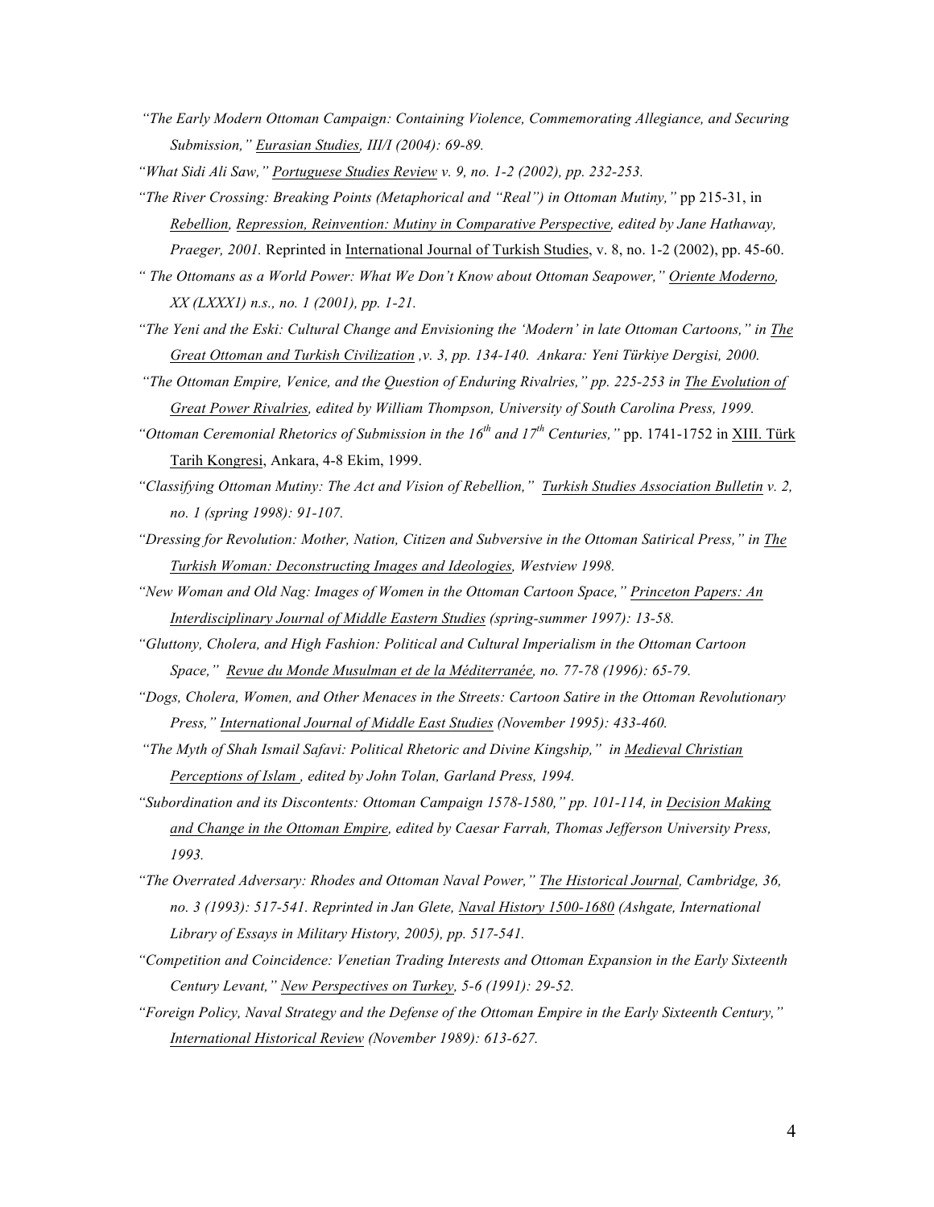*"The Early Modern Ottoman Campaign: Containing Violence, Commemorating Allegiance, and Securing Submission," Eurasian Studies, III/I (2004): 69-89.*

*"What Sidi Ali Saw," Portuguese Studies Review v. 9, no. 1-2 (2002), pp. 232-253.*

*"The River Crossing: Breaking Points (Metaphorical and "Real") in Ottoman Mutiny,"* pp 215-31, in *Rebellion, Repression, Reinvention: Mutiny in Comparative Perspective, edited by Jane Hathaway, Praeger, 2001.* Reprinted in International Journal of Turkish Studies, v. 8, no. 1-2 (2002), pp. 45-60.

*" The Ottomans as a World Power: What We Don't Know about Ottoman Seapower," Oriente Moderno, XX (LXXX1) n.s., no. 1 (2001), pp. 1-21.*

*"The Yeni and the Eski: Cultural Change and Envisioning the 'Modern' in late Ottoman Cartoons," in The Great Ottoman and Turkish Civilization ,v. 3, pp. 134-140. Ankara: Yeni Türkiye Dergisi, 2000.*

*"The Ottoman Empire, Venice, and the Question of Enduring Rivalries," pp. 225-253 in The Evolution of Great Power Rivalries, edited by William Thompson, University of South Carolina Press, 1999.*

*"Ottoman Ceremonial Rhetorics of Submission in the 16th and 17th Centuries,"* pp. 1741-1752 in XIII. Türk Tarih Kongresi, Ankara, 4-8 Ekim, 1999.

*"Classifying Ottoman Mutiny: The Act and Vision of Rebellion," Turkish Studies Association Bulletin v. 2, no. 1 (spring 1998): 91-107.*

*"Dressing for Revolution: Mother, Nation, Citizen and Subversive in the Ottoman Satirical Press," in The Turkish Woman: Deconstructing Images and Ideologies, Westview 1998.*

*"New Woman and Old Nag: Images of Women in the Ottoman Cartoon Space," Princeton Papers: An Interdisciplinary Journal of Middle Eastern Studies (spring-summer 1997): 13-58.*

*"Gluttony, Cholera, and High Fashion: Political and Cultural Imperialism in the Ottoman Cartoon Space," Revue du Monde Musulman et de la Méditerranée, no. 77-78 (1996): 65-79.*

*"Dogs, Cholera, Women, and Other Menaces in the Streets: Cartoon Satire in the Ottoman Revolutionary Press," International Journal of Middle East Studies (November 1995): 433-460.*

*"The Myth of Shah Ismail Safavi: Political Rhetoric and Divine Kingship," in Medieval Christian Perceptions of Islam , edited by John Tolan, Garland Press, 1994.*

*"Subordination and its Discontents: Ottoman Campaign 1578-1580," pp. 101-114, in Decision Making and Change in the Ottoman Empire, edited by Caesar Farrah, Thomas Jefferson University Press, 1993.*

*"The Overrated Adversary: Rhodes and Ottoman Naval Power," The Historical Journal, Cambridge, 36, no. 3 (1993): 517-541. Reprinted in Jan Glete, Naval History 1500-1680 (Ashgate, International Library of Essays in Military History, 2005), pp. 517-541.*

*"Competition and Coincidence: Venetian Trading Interests and Ottoman Expansion in the Early Sixteenth Century Levant," New Perspectives on Turkey, 5-6 (1991): 29-52.*

*"Foreign Policy, Naval Strategy and the Defense of the Ottoman Empire in the Early Sixteenth Century," International Historical Review (November 1989): 613-627.*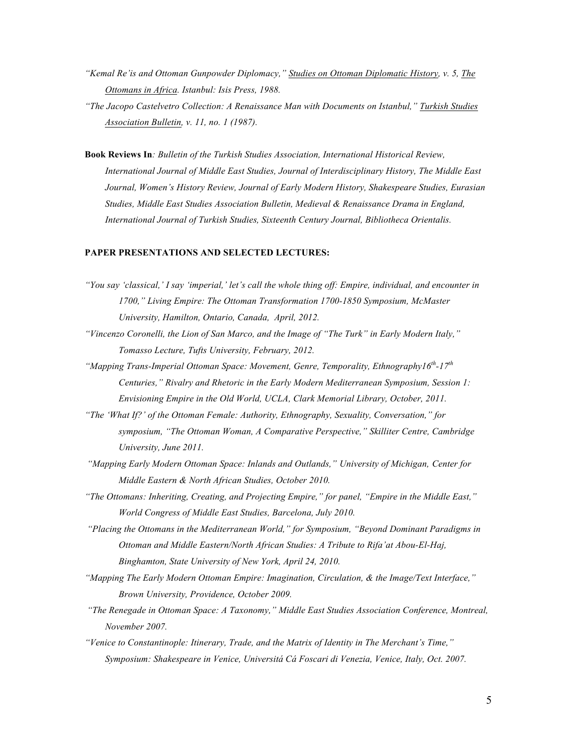*"Kemal Re'is and Ottoman Gunpowder Diplomacy," Studies on Ottoman Diplomatic History, v. 5, The Ottomans in Africa. Istanbul: Isis Press, 1988.*

*"The Jacopo Castelvetro Collection: A Renaissance Man with Documents on Istanbul," Turkish Studies Association Bulletin, v. 11, no. 1 (1987).*

**Book Reviews In***: Bulletin of the Turkish Studies Association, International Historical Review, International Journal of Middle East Studies, Journal of Interdisciplinary History, The Middle East Journal, Women's History Review, Journal of Early Modern History, Shakespeare Studies, Eurasian Studies, Middle East Studies Association Bulletin, Medieval & Renaissance Drama in England, International Journal of Turkish Studies, Sixteenth Century Journal, Bibliotheca Orientalis.*

**PAPER PRESENTATIONS AND SELECTED LECTURES:**

*"You say 'classical,' I say 'imperial,' let's call the whole thing off: Empire, individual, and encounter in 1700," Living Empire: The Ottoman Transformation 1700-1850 Symposium, McMaster University, Hamilton, Ontario, Canada, April, 2012.*

*"Vincenzo Coronelli, the Lion of San Marco, and the Image of "The Turk" in Early Modern Italy," Tomasso Lecture, Tufts University, February, 2012.*

*"Mapping Trans-Imperial Ottoman Space: Movement, Genre, Temporality, Ethnography16th-17th Centuries," Rivalry and Rhetoric in the Early Modern Mediterranean Symposium, Session 1: Envisioning Empire in the Old World, UCLA, Clark Memorial Library, October, 2011.*

*"The 'What If?' of the Ottoman Female: Authority, Ethnography, Sexuality, Conversation," for symposium, "The Ottoman Woman, A Comparative Perspective," Skilliter Centre, Cambridge University, June 2011.*

*"Mapping Early Modern Ottoman Space: Inlands and Outlands," University of Michigan, Center for Middle Eastern & North African Studies, October 2010.*

*"The Ottomans: Inheriting, Creating, and Projecting Empire," for panel, "Empire in the Middle East," World Congress of Middle East Studies, Barcelona, July 2010.*

*"Placing the Ottomans in the Mediterranean World," for Symposium, "Beyond Dominant Paradigms in Ottoman and Middle Eastern/North African Studies: A Tribute to Rifa'at Abou-El-Haj, Binghamton, State University of New York, April 24, 2010.*

*"Mapping The Early Modern Ottoman Empire: Imagination, Circulation, & the Image/Text Interface," Brown University, Providence, October 2009.*

*"The Renegade in Ottoman Space: A Taxonomy," Middle East Studies Association Conference, Montreal, November 2007.*

*"Venice to Constantinople: Itinerary, Trade, and the Matrix of Identity in The Merchant's Time," Symposium: Shakespeare in Venice, Universitá Cá Foscari di Venezia, Venice, Italy, Oct. 2007.*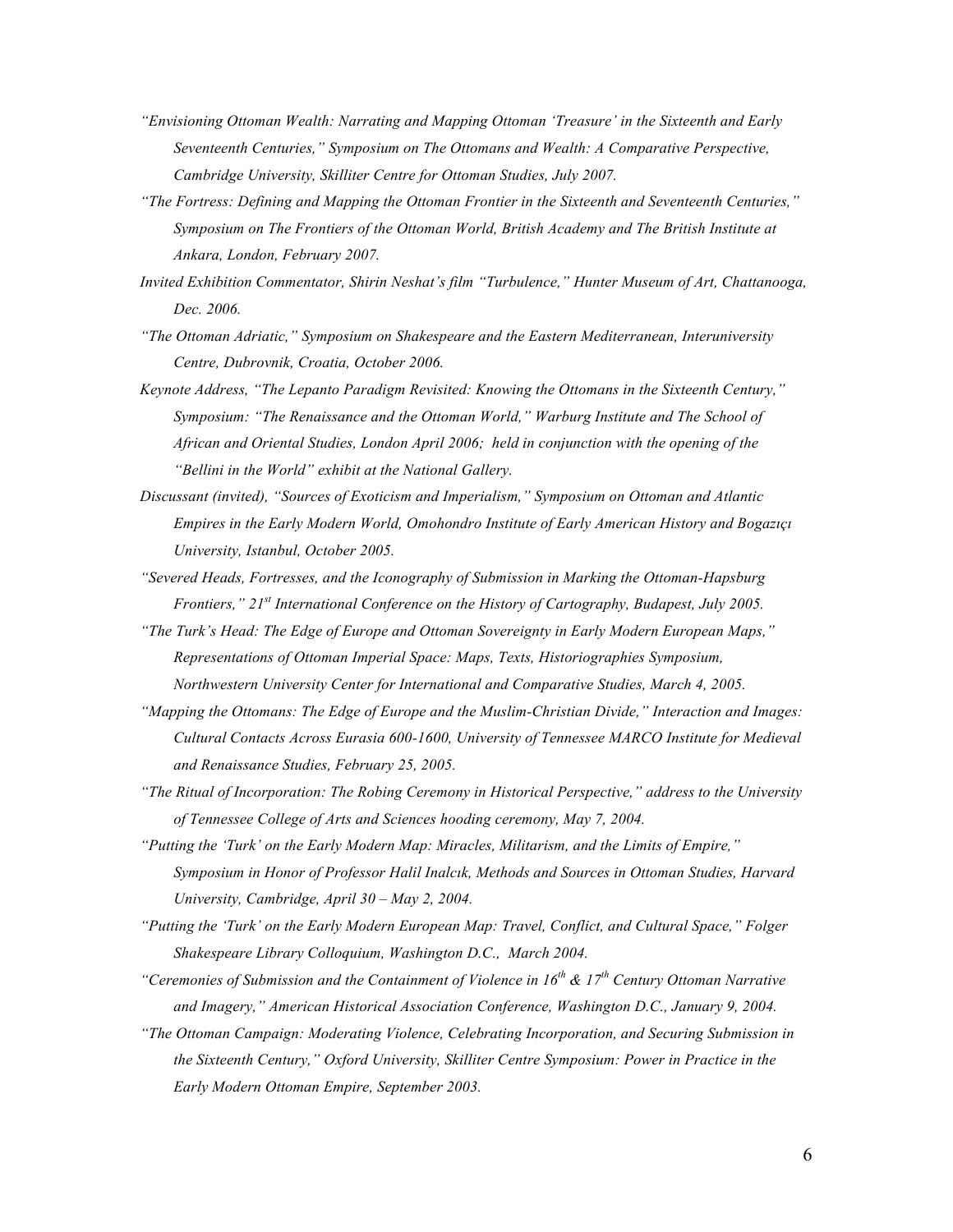*"Envisioning Ottoman Wealth: Narrating and Mapping Ottoman 'Treasure' in the Sixteenth and Early Seventeenth Centuries," Symposium on The Ottomans and Wealth: A Comparative Perspective, Cambridge University, Skilliter Centre for Ottoman Studies, July 2007.*

*"The Fortress: Defining and Mapping the Ottoman Frontier in the Sixteenth and Seventeenth Centuries," Symposium on The Frontiers of the Ottoman World, British Academy and The British Institute at Ankara, London, February 2007.*

*Invited Exhibition Commentator, Shirin Neshat's film "Turbulence," Hunter Museum of Art, Chattanooga, Dec. 2006.*

*"The Ottoman Adriatic," Symposium on Shakespeare and the Eastern Mediterranean, Interuniversity Centre, Dubrovnik, Croatia, October 2006.*

*Keynote Address, "The Lepanto Paradigm Revisited: Knowing the Ottomans in the Sixteenth Century," Symposium: "The Renaissance and the Ottoman World," Warburg Institute and The School of African and Oriental Studies, London April 2006; held in conjunction with the opening of the "Bellini in the World" exhibit at the National Gallery.*

*Discussant (invited), "Sources of Exoticism and Imperialism," Symposium on Ottoman and Atlantic Empires in the Early Modern World, Omohondro Institute of Early American History and Bogazıçı University, Istanbul, October 2005.*

*"Severed Heads, Fortresses, and the Iconography of Submission in Marking the Ottoman-Hapsburg Frontiers," 21st International Conference on the History of Cartography, Budapest, July 2005.*

*"The Turk's Head: The Edge of Europe and Ottoman Sovereignty in Early Modern European Maps," Representations of Ottoman Imperial Space: Maps, Texts, Historiographies Symposium, Northwestern University Center for International and Comparative Studies, March 4, 2005.*

*"Mapping the Ottomans: The Edge of Europe and the Muslim-Christian Divide," Interaction and Images: Cultural Contacts Across Eurasia 600-1600, University of Tennessee MARCO Institute for Medieval and Renaissance Studies, February 25, 2005.*

*"The Ritual of Incorporation: The Robing Ceremony in Historical Perspective," address to the University of Tennessee College of Arts and Sciences hooding ceremony, May 7, 2004.*

*"Putting the 'Turk' on the Early Modern Map: Miracles, Militarism, and the Limits of Empire," Symposium in Honor of Professor Halil Inalcık, Methods and Sources in Ottoman Studies, Harvard University, Cambridge, April 30 – May 2, 2004.*

*"Putting the 'Turk' on the Early Modern European Map: Travel, Conflict, and Cultural Space," Folger Shakespeare Library Colloquium, Washington D.C., March 2004.*

*"Ceremonies of Submission and the Containment of Violence in 16th & 17th Century Ottoman Narrative and Imagery," American Historical Association Conference, Washington D.C., January 9, 2004.*

*"The Ottoman Campaign: Moderating Violence, Celebrating Incorporation, and Securing Submission in the Sixteenth Century," Oxford University, Skilliter Centre Symposium: Power in Practice in the Early Modern Ottoman Empire, September 2003.*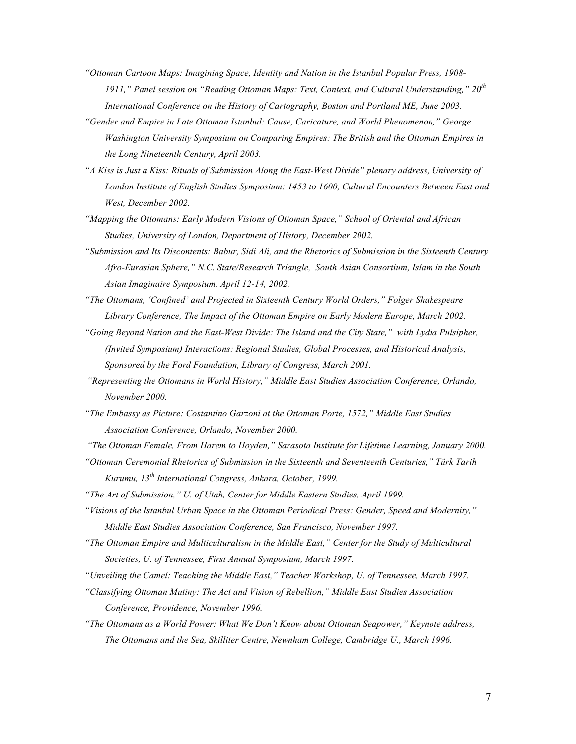*"Ottoman Cartoon Maps: Imagining Space, Identity and Nation in the Istanbul Popular Press, 1908-1911," Panel session on "Reading Ottoman Maps: Text, Context, and Cultural Understanding," 20th International Conference on the History of Cartography, Boston and Portland ME, June 2003.*

*"Gender and Empire in Late Ottoman Istanbul: Cause, Caricature, and World Phenomenon," George Washington University Symposium on Comparing Empires: The British and the Ottoman Empires in the Long Nineteenth Century, April 2003.*

*"A Kiss is Just a Kiss: Rituals of Submission Along the East-West Divide" plenary address, University of London Institute of English Studies Symposium: 1453 to 1600, Cultural Encounters Between East and West, December 2002.*

*"Mapping the Ottomans: Early Modern Visions of Ottoman Space," School of Oriental and African Studies, University of London, Department of History, December 2002.*

*"Submission and Its Discontents: Babur, Sidi Ali, and the Rhetorics of Submission in the Sixteenth Century Afro-Eurasian Sphere," N.C. State/Research Triangle, South Asian Consortium, Islam in the South Asian Imaginaire Symposium, April 12-14, 2002.*

*"The Ottomans, 'Confined' and Projected in Sixteenth Century World Orders," Folger Shakespeare Library Conference, The Impact of the Ottoman Empire on Early Modern Europe, March 2002.*

*"Going Beyond Nation and the East-West Divide: The Island and the City State," with Lydia Pulsipher, (Invited Symposium) Interactions: Regional Studies, Global Processes, and Historical Analysis, Sponsored by the Ford Foundation, Library of Congress, March 2001.*

*"Representing the Ottomans in World History," Middle East Studies Association Conference, Orlando, November 2000.*

*"The Embassy as Picture: Costantino Garzoni at the Ottoman Porte, 1572," Middle East Studies Association Conference, Orlando, November 2000.*

*"The Ottoman Female, From Harem to Hoyden," Sarasota Institute for Lifetime Learning, January 2000.*

*"Ottoman Ceremonial Rhetorics of Submission in the Sixteenth and Seventeenth Centuries," Türk Tarih Kurumu, 13th International Congress, Ankara, October, 1999.*

*"The Art of Submission," U. of Utah, Center for Middle Eastern Studies, April 1999.*

*"Visions of the Istanbul Urban Space in the Ottoman Periodical Press: Gender, Speed and Modernity," Middle East Studies Association Conference, San Francisco, November 1997.*

*"The Ottoman Empire and Multiculturalism in the Middle East," Center for the Study of Multicultural Societies, U. of Tennessee, First Annual Symposium, March 1997.*

*"Unveiling the Camel: Teaching the Middle East," Teacher Workshop, U. of Tennessee, March 1997.*

*"Classifying Ottoman Mutiny: The Act and Vision of Rebellion," Middle East Studies Association Conference, Providence, November 1996.*

*"The Ottomans as a World Power: What We Don't Know about Ottoman Seapower," Keynote address, The Ottomans and the Sea, Skilliter Centre, Newnham College, Cambridge U., March 1996.*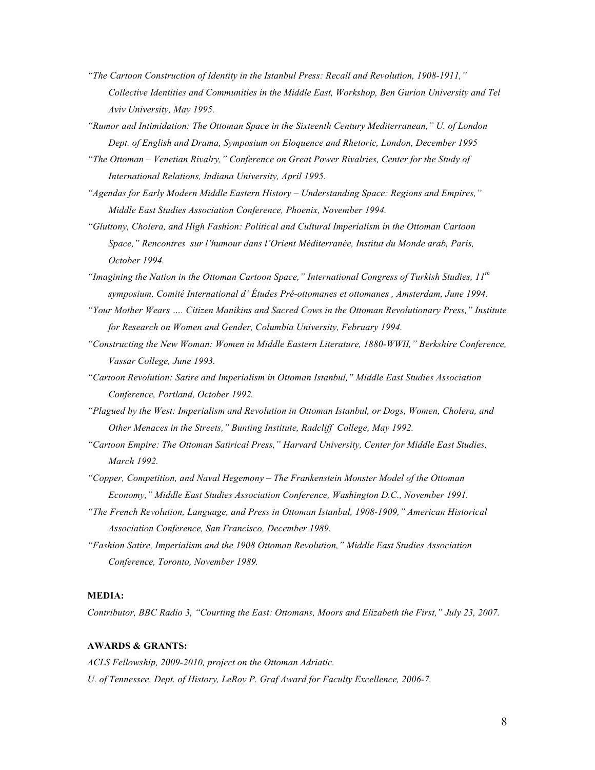*"The Cartoon Construction of Identity in the Istanbul Press: Recall and Revolution, 1908-1911," Collective Identities and Communities in the Middle East, Workshop, Ben Gurion University and Tel Aviv University, May 1995.*

*"Rumor and Intimidation: The Ottoman Space in the Sixteenth Century Mediterranean," U. of London Dept. of English and Drama, Symposium on Eloquence and Rhetoric, London, December 1995*

*"The Ottoman – Venetian Rivalry," Conference on Great Power Rivalries, Center for the Study of International Relations, Indiana University, April 1995.*

*"Agendas for Early Modern Middle Eastern History – Understanding Space: Regions and Empires," Middle East Studies Association Conference, Phoenix, November 1994.*

*"Gluttony, Cholera, and High Fashion: Political and Cultural Imperialism in the Ottoman Cartoon Space," Rencontres sur l'humour dans l'Orient Méditerranée, Institut du Monde arab, Paris, October 1994.*

*"Imagining the Nation in the Ottoman Cartoon Space," International Congress of Turkish Studies, 11th symposium, Comité International d' Études Pré-ottomanes et ottomanes , Amsterdam, June 1994.*

*"Your Mother Wears …. Citizen Manikins and Sacred Cows in the Ottoman Revolutionary Press," Institute for Research on Women and Gender, Columbia University, February 1994.*

*"Constructing the New Woman: Women in Middle Eastern Literature, 1880-WWII," Berkshire Conference, Vassar College, June 1993.*

*"Cartoon Revolution: Satire and Imperialism in Ottoman Istanbul," Middle East Studies Association Conference, Portland, October 1992.*

*"Plagued by the West: Imperialism and Revolution in Ottoman Istanbul, or Dogs, Women, Cholera, and Other Menaces in the Streets," Bunting Institute, Radcliff College, May 1992.*

*"Cartoon Empire: The Ottoman Satirical Press," Harvard University, Center for Middle East Studies, March 1992.*

*"Copper, Competition, and Naval Hegemony – The Frankenstein Monster Model of the Ottoman Economy," Middle East Studies Association Conference, Washington D.C., November 1991.*

*"The French Revolution, Language, and Press in Ottoman Istanbul, 1908-1909," American Historical Association Conference, San Francisco, December 1989.*

*"Fashion Satire, Imperialism and the 1908 Ottoman Revolution," Middle East Studies Association Conference, Toronto, November 1989.*

**MEDIA:**

*Contributor, BBC Radio 3, "Courting the East: Ottomans, Moors and Elizabeth the First," July 23, 2007.*

**AWARDS & GRANTS:**

*ACLS Fellowship, 2009-2010, project on the Ottoman Adriatic.*

*U. of Tennessee, Dept. of History, LeRoy P. Graf Award for Faculty Excellence, 2006-7.*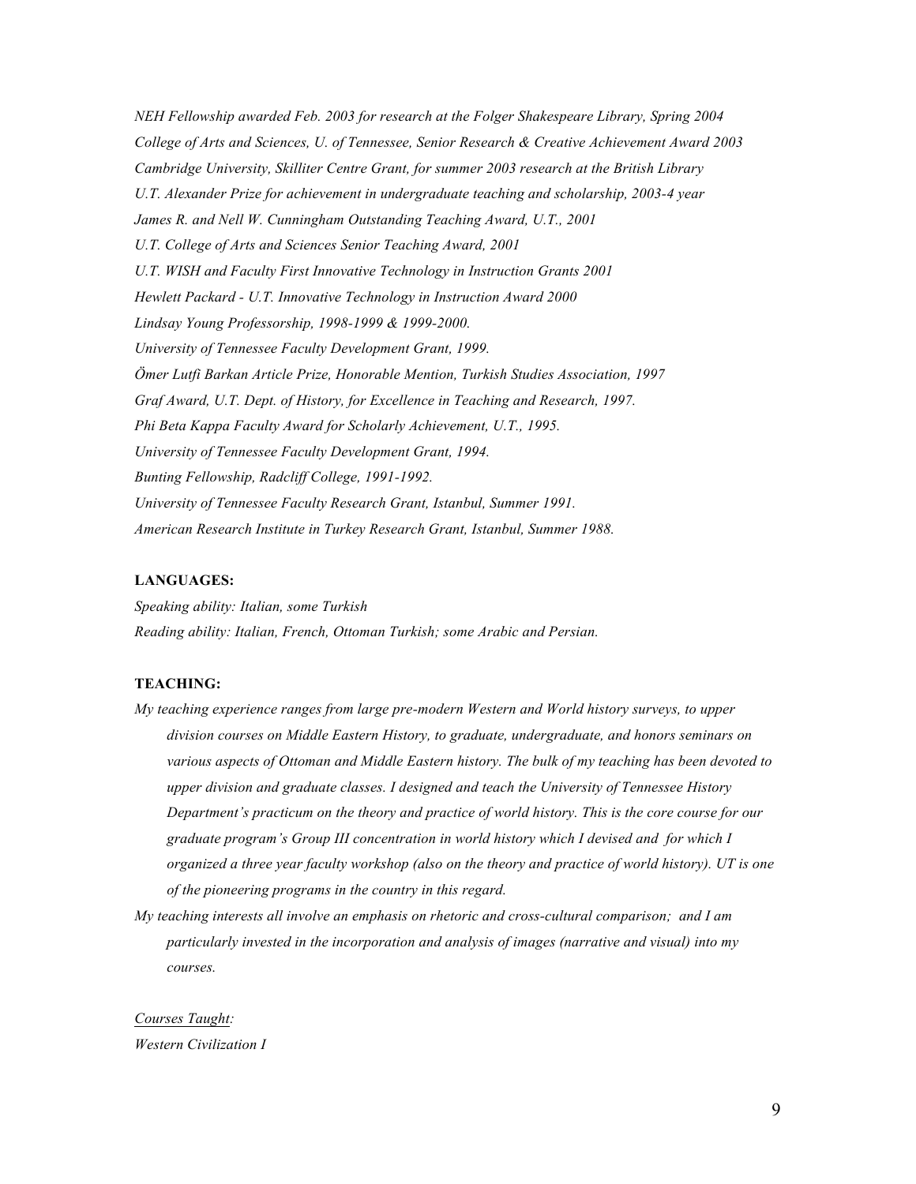*NEH Fellowship awarded Feb. 2003 for research at the Folger Shakespeare Library, Spring 2004*

*College of Arts and Sciences, U. of Tennessee, Senior Research & Creative Achievement Award 2003*

*Cambridge University, Skilliter Centre Grant, for summer 2003 research at the British Library*

*U.T. Alexander Prize for achievement in undergraduate teaching and scholarship, 2003-4 year*

*James R. and Nell W. Cunningham Outstanding Teaching Award, U.T., 2001*

*U.T. College of Arts and Sciences Senior Teaching Award, 2001*

*U.T. WISH and Faculty First Innovative Technology in Instruction Grants 2001*

*Hewlett Packard - U.T. Innovative Technology in Instruction Award 2000*

*Lindsay Young Professorship, 1998-1999 & 1999-2000.*

*University of Tennessee Faculty Development Grant, 1999.*

*Ömer Lutfi Barkan Article Prize, Honorable Mention, Turkish Studies Association, 1997*

*Graf Award, U.T. Dept. of History, for Excellence in Teaching and Research, 1997.*

*Phi Beta Kappa Faculty Award for Scholarly Achievement, U.T., 1995.*

*University of Tennessee Faculty Development Grant, 1994.*

*Bunting Fellowship, Radcliff College, 1991-1992.*

*University of Tennessee Faculty Research Grant, Istanbul, Summer 1991.*

*American Research Institute in Turkey Research Grant, Istanbul, Summer 1988.*

**LANGUAGES:**

*Speaking ability: Italian, some Turkish*

*Reading ability: Italian, French, Ottoman Turkish; some Arabic and Persian.*

**TEACHING:**

*My teaching experience ranges from large pre-modern Western and World history surveys, to upper division courses on Middle Eastern History, to graduate, undergraduate, and honors seminars on various aspects of Ottoman and Middle Eastern history. The bulk of my teaching has been devoted to upper division and graduate classes. I designed and teach the University of Tennessee History Department's practicum on the theory and practice of world history. This is the core course for our graduate program's Group III concentration in world history which I devised and for which I organized a three year faculty workshop (also on the theory and practice of world history). UT is one of the pioneering programs in the country in this regard.*

*My teaching interests all involve an emphasis on rhetoric and cross-cultural comparison; and I am particularly invested in the incorporation and analysis of images (narrative and visual) into my courses.*

*Courses Taught:*

*Western Civilization I*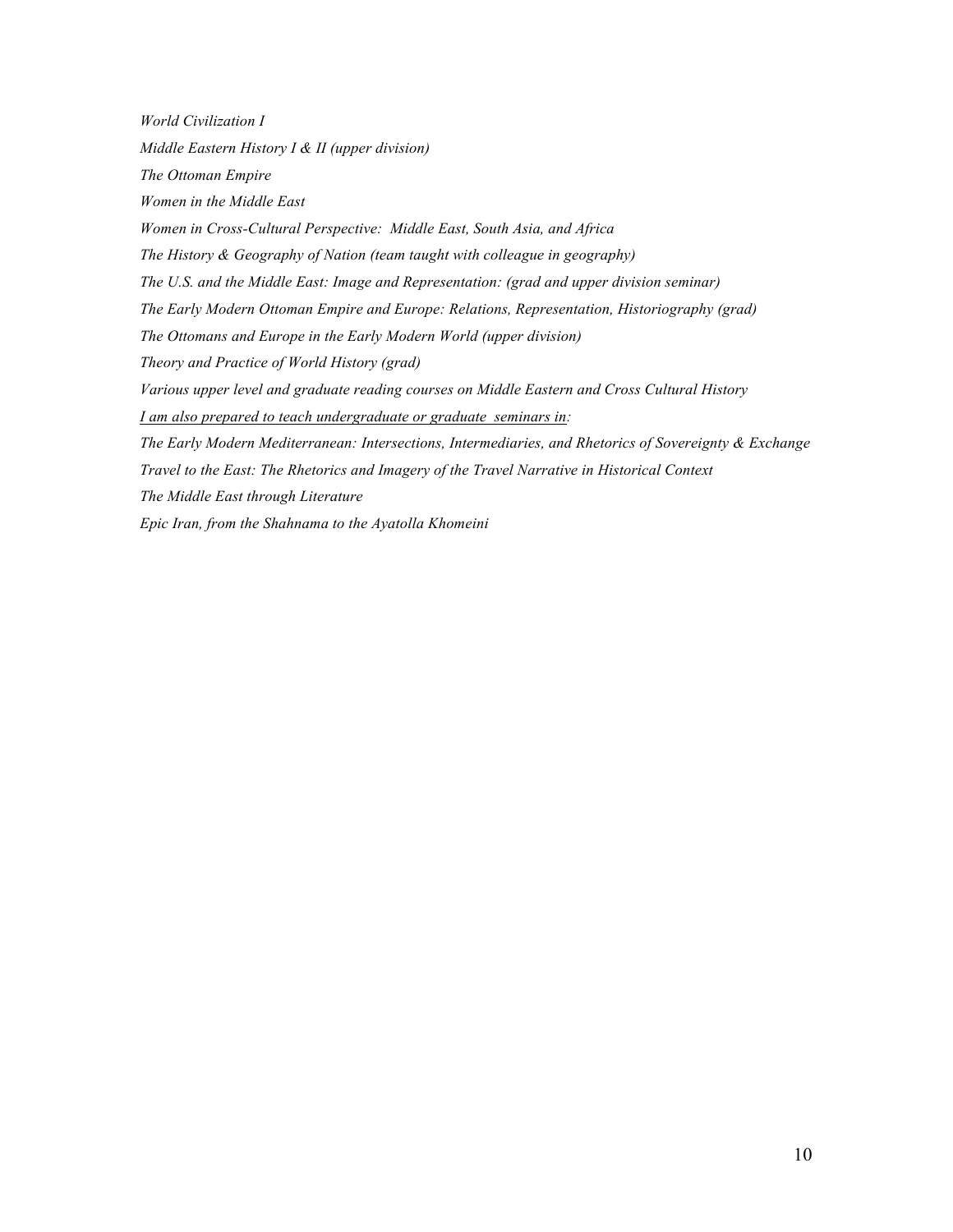*World Civilization I*

*Middle Eastern History I & II (upper division)*

*The Ottoman Empire*

*Women in the Middle East*

*Women in Cross-Cultural Perspective: Middle East, South Asia, and Africa*

*The History & Geography of Nation (team taught with colleague in geography)*

*The U.S. and the Middle East: Image and Representation: (grad and upper division seminar)*

*The Early Modern Ottoman Empire and Europe: Relations, Representation, Historiography (grad)*

*The Ottomans and Europe in the Early Modern World (upper division)*

*Theory and Practice of World History (grad)*

*Various upper level and graduate reading courses on Middle Eastern and Cross Cultural History*

<u>*I am also prepared to teach undergraduate or graduate seminars in*</u>*:*

*The Early Modern Mediterranean: Intersections, Intermediaries, and Rhetorics of Sovereignty & Exchange*

*Travel to the East: The Rhetorics and Imagery of the Travel Narrative in Historical Context*

*The Middle East through Literature*

*Epic Iran, from the Shahnama to the Ayatolla Khomeini*